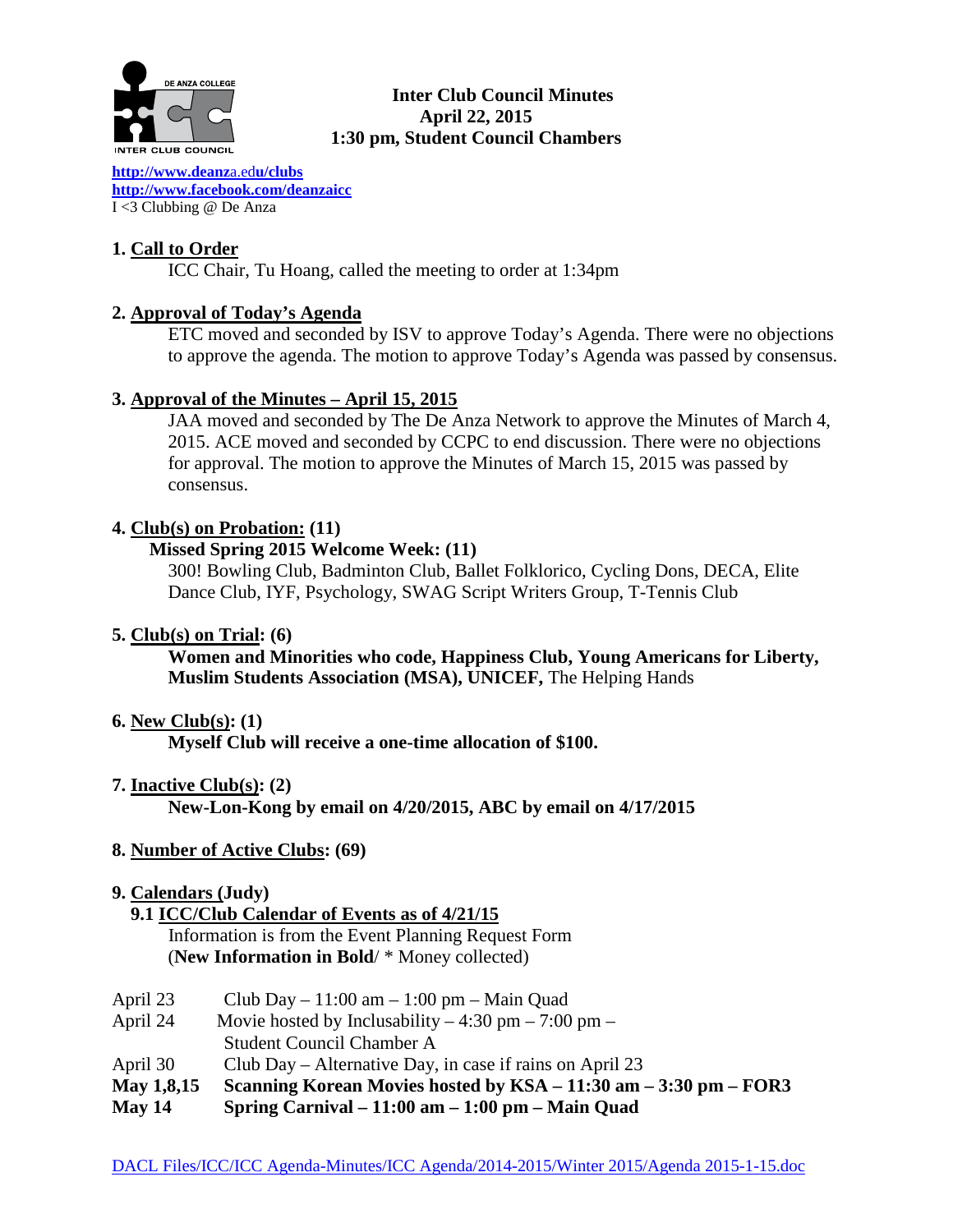# Inter Club Council Minutes
**April 22, 2015**
**1:30 pm, Student Council Chambers**

http://www.deanza.edu/clubs
http://www.facebook.com/deanzaicc
I <3 Clubbing @ De Anza

## 1. Call to Order

ICC Chair, Tu Hoang, called the meeting to order at 1:34pm

## 2. Approval of Today's Agenda

ETC moved and seconded by ISV to approve Today's Agenda. There were no objections to approve the agenda. The motion to approve Today's Agenda was passed by consensus.

## 3. Approval of the Minutes – April 15, 2015

JAA moved and seconded by The De Anza Network to approve the Minutes of March 4, 2015. ACE moved and seconded by CCPC to end discussion. There were no objections for approval. The motion to approve the Minutes of March 15, 2015 was passed by consensus.

## 4. Club(s) on Probation: (11)

**Missed Spring 2015 Welcome Week: (11)**

300! Bowling Club, Badminton Club, Ballet Folklorico, Cycling Dons, DECA, Elite Dance Club, IYF, Psychology, SWAG Script Writers Group, T-Tennis Club

## 5. Club(s) on Trial: (6)

**Women and Minorities who code, Happiness Club, Young Americans for Liberty, Muslim Students Association (MSA), UNICEF,** The Helping Hands

## 6. New Club(s): (1)

**Myself Club will receive a one-time allocation of $100.**

## 7. Inactive Club(s): (2)

**New-Lon-Kong by email on 4/20/2015, ABC by email on 4/17/2015**

## 8. Number of Active Clubs: (69)

## 9. Calendars (Judy)

### 9.1 ICC/Club Calendar of Events as of 4/21/15

Information is from the Event Planning Request Form
(**New Information in Bold**/ * Money collected)

| | |
|---|---|
| April 23 | Club Day – 11:00 am – 1:00 pm – Main Quad |
| April 24 | Movie hosted by Inclusability – 4:30 pm – 7:00 pm – Student Council Chamber A |
| April 30 | Club Day – Alternative Day, in case if rains on April 23 |
| **May 1,8,15** | **Scanning Korean Movies hosted by KSA – 11:30 am – 3:30 pm – FOR3** |
| **May 14** | **Spring Carnival – 11:00 am – 1:00 pm – Main Quad** |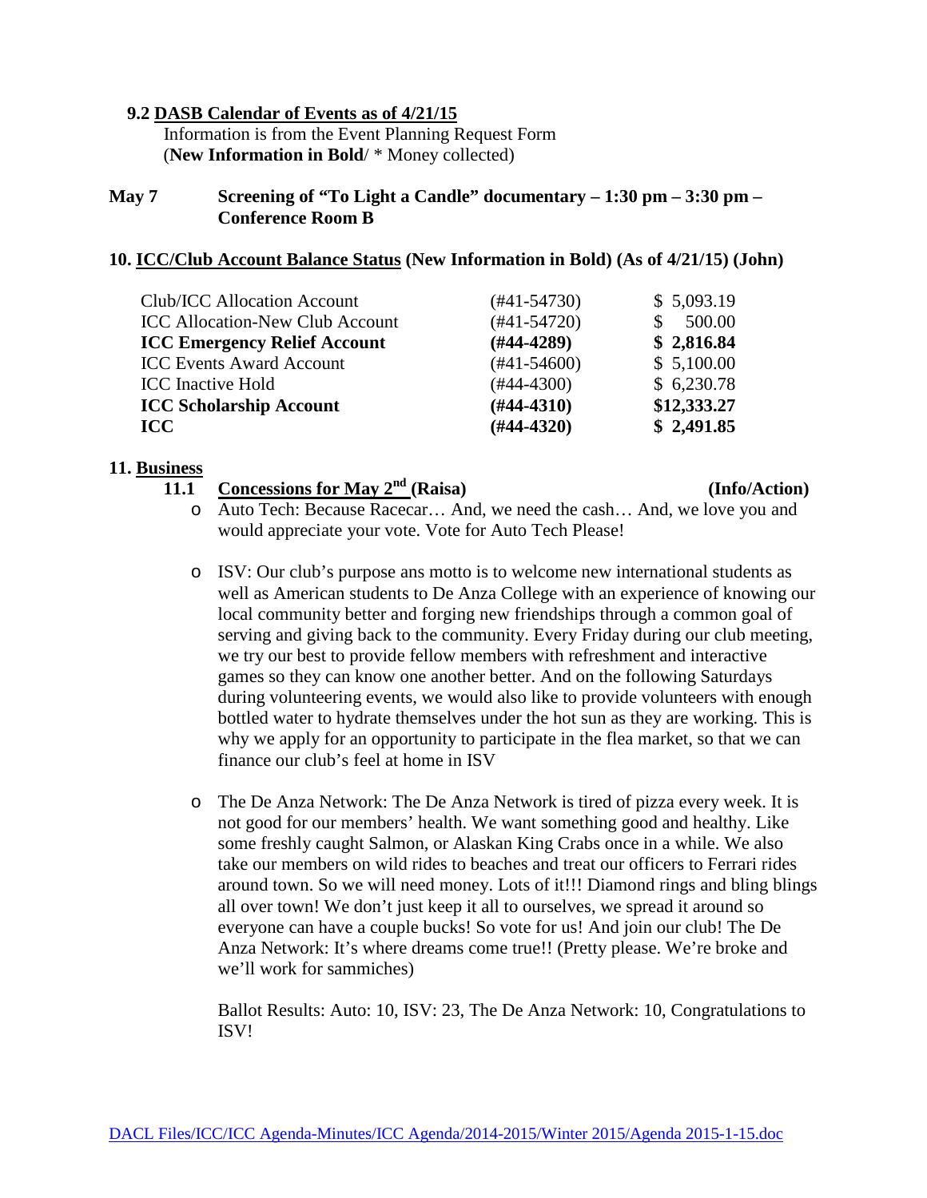**9.2 DASB Calendar of Events as of 4/21/15**

Information is from the Event Planning Request Form
(**New Information in Bold**/ * Money collected)

**May 7** **Screening of "To Light a Candle" documentary – 1:30 pm – 3:30 pm – Conference Room B**

**10. ICC/Club Account Balance Status (New Information in Bold) (As of 4/21/15) (John)**

| | | |
|---|---|---|
| Club/ICC Allocation Account | (#41-54730) | $ 5,093.19 |
| ICC Allocation-New Club Account | (#41-54720) | $ 500.00 |
| **ICC Emergency Relief Account** | **(#44-4289)** | **$ 2,816.84** |
| ICC Events Award Account | (#41-54600) | $ 5,100.00 |
| ICC Inactive Hold | (#44-4300) | $ 6,230.78 |
| **ICC Scholarship Account** | **(#44-4310)** | **$12,333.27** |
| **ICC** | **(#44-4320)** | **$ 2,491.85** |

**11. Business**

**11.1 Concessions for May 2nd (Raisa)** **(Info/Action)**

- Auto Tech: Because Racecar… And, we need the cash… And, we love you and would appreciate your vote. Vote for Auto Tech Please!

- ISV: Our club's purpose ans motto is to welcome new international students as well as American students to De Anza College with an experience of knowing our local community better and forging new friendships through a common goal of serving and giving back to the community. Every Friday during our club meeting, we try our best to provide fellow members with refreshment and interactive games so they can know one another better. And on the following Saturdays during volunteering events, we would also like to provide volunteers with enough bottled water to hydrate themselves under the hot sun as they are working. This is why we apply for an opportunity to participate in the flea market, so that we can finance our club's feel at home in ISV

- The De Anza Network: The De Anza Network is tired of pizza every week. It is not good for our members' health. We want something good and healthy. Like some freshly caught Salmon, or Alaskan King Crabs once in a while. We also take our members on wild rides to beaches and treat our officers to Ferrari rides around town. So we will need money. Lots of it!!! Diamond rings and bling blings all over town! We don't just keep it all to ourselves, we spread it around so everyone can have a couple bucks! So vote for us! And join our club! The De Anza Network: It's where dreams come true!! (Pretty please. We're broke and we'll work for sammiches)

  Ballot Results: Auto: 10, ISV: 23, The De Anza Network: 10, Congratulations to ISV!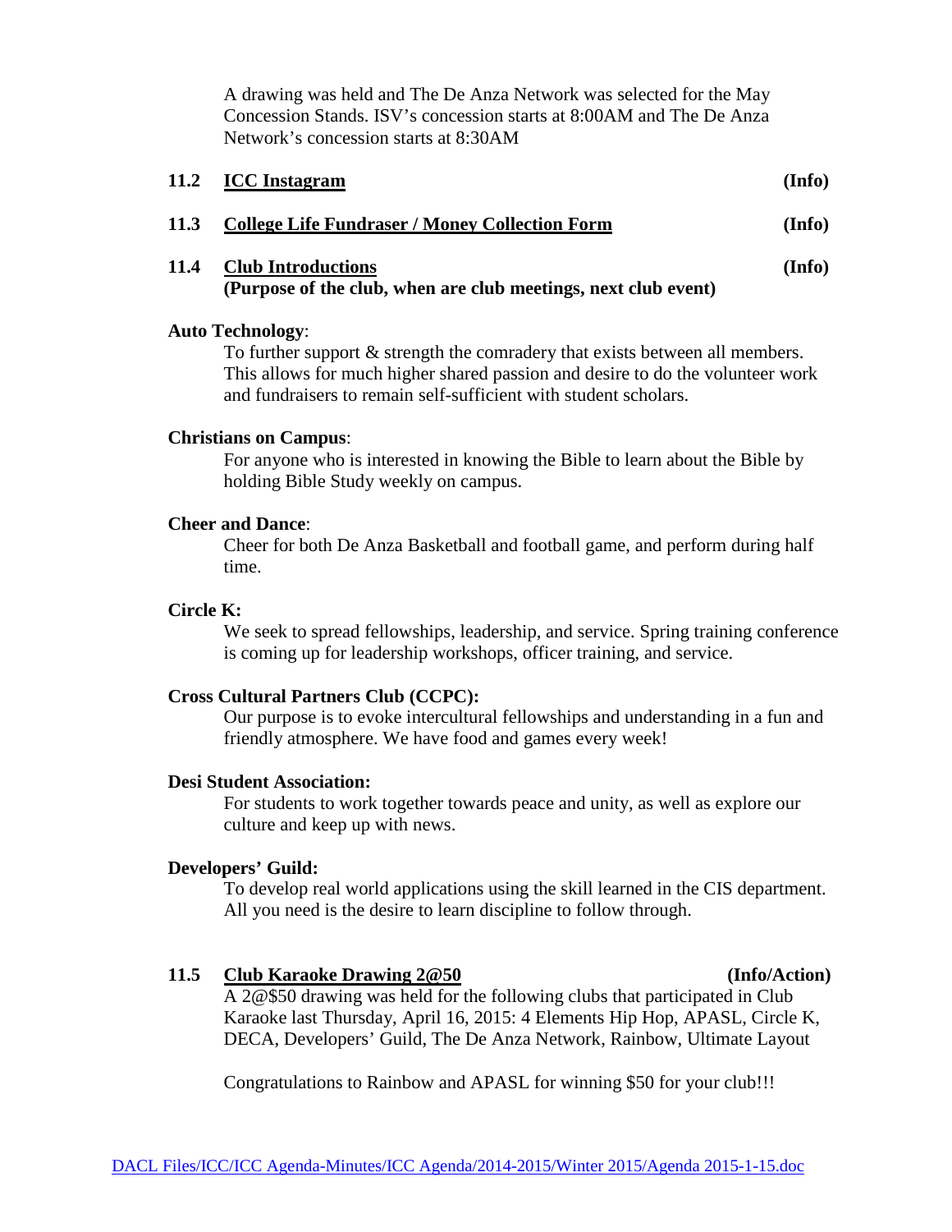A drawing was held and The De Anza Network was selected for the May Concession Stands. ISV's concession starts at 8:00AM and The De Anza Network's concession starts at 8:30AM

**11.2 ICC Instagram** **(Info)**

**11.3 College Life Fundraser / Money Collection Form** **(Info)**

**11.4 Club Introductions** **(Info)**
**(Purpose of the club, when are club meetings, next club event)**

**Auto Technology**:

To further support & strength the comradery that exists between all members. This allows for much higher shared passion and desire to do the volunteer work and fundraisers to remain self-sufficient with student scholars.

**Christians on Campus**:

For anyone who is interested in knowing the Bible to learn about the Bible by holding Bible Study weekly on campus.

**Cheer and Dance**:

Cheer for both De Anza Basketball and football game, and perform during half time.

**Circle K:**

We seek to spread fellowships, leadership, and service. Spring training conference is coming up for leadership workshops, officer training, and service.

**Cross Cultural Partners Club (CCPC):**

Our purpose is to evoke intercultural fellowships and understanding in a fun and friendly atmosphere. We have food and games every week!

**Desi Student Association:**

For students to work together towards peace and unity, as well as explore our culture and keep up with news.

**Developers' Guild:**

To develop real world applications using the skill learned in the CIS department. All you need is the desire to learn discipline to follow through.

**11.5 Club Karaoke Drawing 2@50** **(Info/Action)**

A 2@$50 drawing was held for the following clubs that participated in Club Karaoke last Thursday, April 16, 2015: 4 Elements Hip Hop, APASL, Circle K, DECA, Developers' Guild, The De Anza Network, Rainbow, Ultimate Layout

Congratulations to Rainbow and APASL for winning $50 for your club!!!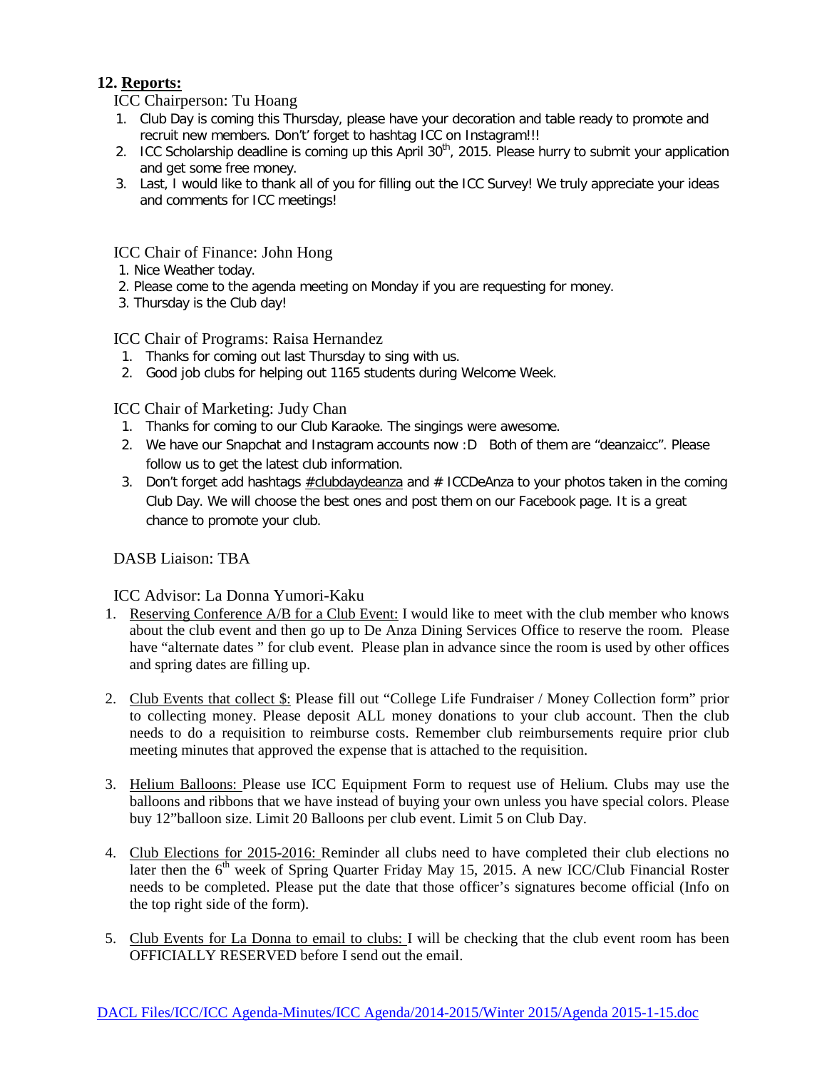## 12. **Reports:**

ICC Chairperson: Tu Hoang

1. Club Day is coming this Thursday, please have your decoration and table ready to promote and recruit new members. Don't' forget to hashtag ICC on Instagram!!!
2. ICC Scholarship deadline is coming up this April 30th, 2015. Please hurry to submit your application and get some free money.
3. Last, I would like to thank all of you for filling out the ICC Survey! We truly appreciate your ideas and comments for ICC meetings!

ICC Chair of Finance: John Hong

1. Nice Weather today.
2. Please come to the agenda meeting on Monday if you are requesting for money.
3. Thursday is the Club day!

ICC Chair of Programs: Raisa Hernandez

1. Thanks for coming out last Thursday to sing with us.
2. Good job clubs for helping out 1165 students during Welcome Week.

ICC Chair of Marketing: Judy Chan

1. Thanks for coming to our Club Karaoke. The singings were awesome.
2. We have our Snapchat and Instagram accounts now :D Both of them are "deanzaicc". Please follow us to get the latest club information.
3. Don't forget add hashtags #clubdaydeanza and # ICCDeAnza to your photos taken in the coming Club Day. We will choose the best ones and post them on our Facebook page. It is a great chance to promote your club.

DASB Liaison: TBA

ICC Advisor: La Donna Yumori-Kaku

1. Reserving Conference A/B for a Club Event: I would like to meet with the club member who knows about the club event and then go up to De Anza Dining Services Office to reserve the room. Please have "alternate dates " for club event. Please plan in advance since the room is used by other offices and spring dates are filling up.
2. Club Events that collect $: Please fill out "College Life Fundraiser / Money Collection form" prior to collecting money. Please deposit ALL money donations to your club account. Then the club needs to do a requisition to reimburse costs. Remember club reimbursements require prior club meeting minutes that approved the expense that is attached to the requisition.
3. Helium Balloons: Please use ICC Equipment Form to request use of Helium. Clubs may use the balloons and ribbons that we have instead of buying your own unless you have special colors. Please buy 12"balloon size. Limit 20 Balloons per club event. Limit 5 on Club Day.
4. Club Elections for 2015-2016: Reminder all clubs need to have completed their club elections no later then the 6th week of Spring Quarter Friday May 15, 2015. A new ICC/Club Financial Roster needs to be completed. Please put the date that those officer's signatures become official (Info on the top right side of the form).
5. Club Events for La Donna to email to clubs: I will be checking that the club event room has been OFFICIALLY RESERVED before I send out the email.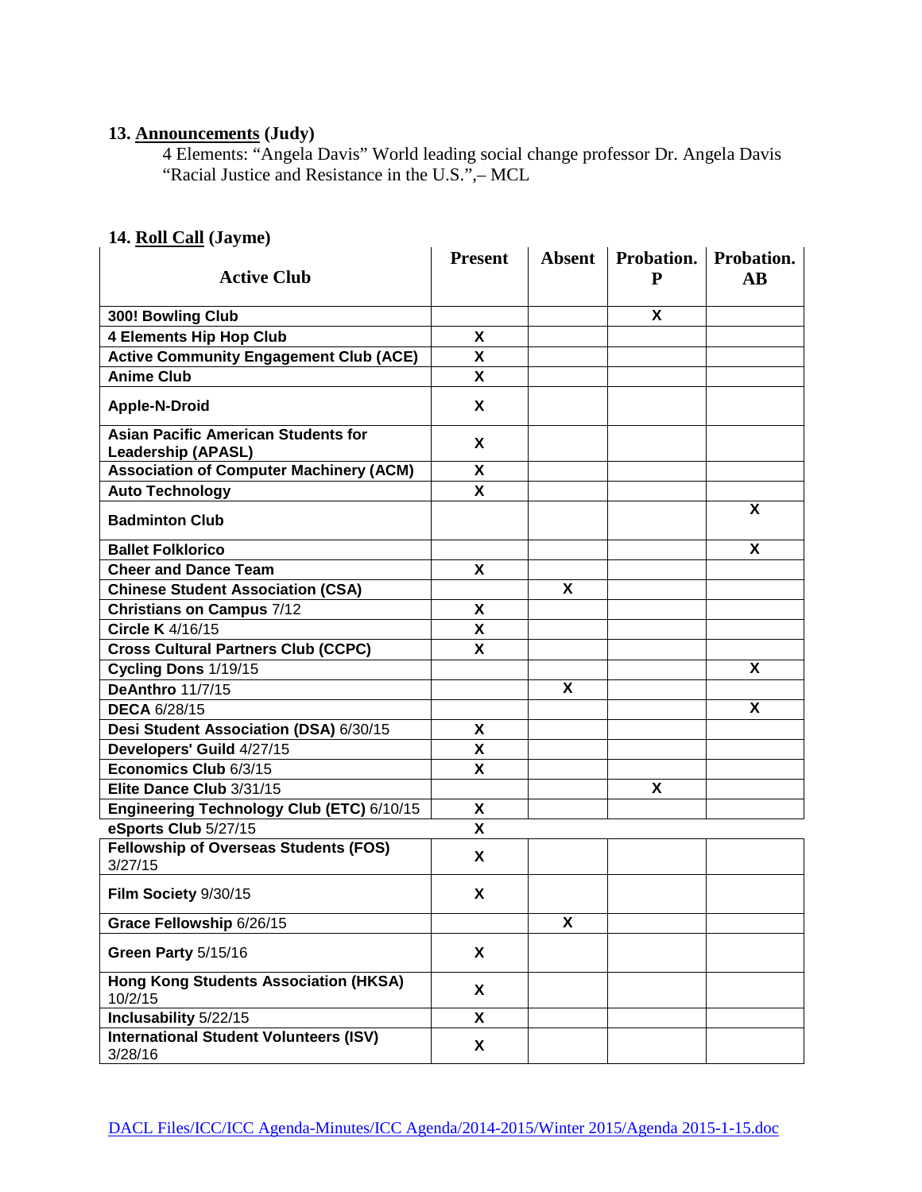## 13. Announcements (Judy)

4 Elements: "Angela Davis" World leading social change professor Dr. Angela Davis "Racial Justice and Resistance in the U.S.",– MCL

## 14. Roll Call (Jayme)

| Active Club | Present | Absent | Probation. P | Probation. AB |
|---|---|---|---|---|
| **300! Bowling Club** | | | X | |
| **4 Elements Hip Hop Club** | X | | | |
| **Active Community Engagement Club (ACE)** | X | | | |
| **Anime Club** | X | | | |
| **Apple-N-Droid** | X | | | |
| **Asian Pacific American Students for Leadership (APASL)** | X | | | |
| **Association of Computer Machinery (ACM)** | X | | | |
| **Auto Technology** | X | | | |
| **Badminton Club** | | | | X |
| **Ballet Folklorico** | | | | X |
| **Cheer and Dance Team** | X | | | |
| **Chinese Student Association (CSA)** | | X | | |
| **Christians on Campus** 7/12 | X | | | |
| **Circle K** 4/16/15 | X | | | |
| **Cross Cultural Partners Club (CCPC)** | X | | | |
| **Cycling Dons** 1/19/15 | | | | X |
| **DeAnthro** 11/7/15 | | X | | |
| **DECA** 6/28/15 | | | | X |
| **Desi Student Association (DSA)** 6/30/15 | X | | | |
| **Developers' Guild** 4/27/15 | X | | | |
| **Economics Club** 6/3/15 | X | | | |
| **Elite Dance Club** 3/31/15 | | | X | |
| **Engineering Technology Club (ETC)** 6/10/15 | X | | | |
| **eSports Club** 5/27/15 | X | | | |
| **Fellowship of Overseas Students (FOS)** 3/27/15 | X | | | |
| **Film Society** 9/30/15 | X | | | |
| **Grace Fellowship** 6/26/15 | | X | | |
| **Green Party** 5/15/16 | X | | | |
| **Hong Kong Students Association (HKSA)** 10/2/15 | X | | | |
| **Inclusability** 5/22/15 | X | | | |
| **International Student Volunteers (ISV)** 3/28/16 | X | | | |

DACL Files/ICC/ICC Agenda-Minutes/ICC Agenda/2014-2015/Winter 2015/Agenda 2015-1-15.doc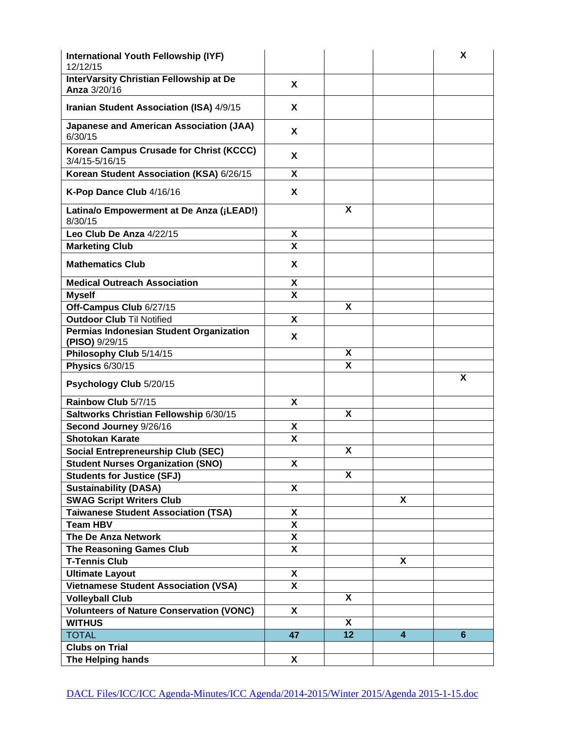| | | | | |
|---|---|---|---|---|
| **International Youth Fellowship (IYF)** 12/12/15 | | | | X |
| **InterVarsity Christian Fellowship at De Anza** 3/20/16 | X | | | |
| **Iranian Student Association (ISA)** 4/9/15 | X | | | |
| **Japanese and American Association (JAA)** 6/30/15 | X | | | |
| **Korean Campus Crusade for Christ (KCCC)** 3/4/15-5/16/15 | X | | | |
| **Korean Student Association (KSA)** 6/26/15 | X | | | |
| **K-Pop Dance Club** 4/16/16 | X | | | |
| **Latina/o Empowerment at De Anza (¡LEAD!)** 8/30/15 | | X | | |
| **Leo Club De Anza** 4/22/15 | X | | | |
| **Marketing Club** | X | | | |
| **Mathematics Club** | X | | | |
| **Medical Outreach Association** | X | | | |
| **Myself** | X | | | |
| **Off-Campus Club** 6/27/15 | | X | | |
| **Outdoor Club** Til Notified | X | | | |
| **Permias Indonesian Student Organization (PISO)** 9/29/15 | X | | | |
| **Philosophy Club** 5/14/15 | | X | | |
| **Physics** 6/30/15 | | X | | |
| **Psychology Club** 5/20/15 | | | | X |
| **Rainbow Club** 5/7/15 | X | | | |
| **Saltworks Christian Fellowship** 6/30/15 | | X | | |
| **Second Journey** 9/26/16 | X | | | |
| **Shotokan Karate** | X | | | |
| **Social Entrepreneurship Club (SEC)** | | X | | |
| **Student Nurses Organization (SNO)** | X | | | |
| **Students for Justice (SFJ)** | | X | | |
| **Sustainability (DASA)** | X | | | |
| **SWAG Script Writers Club** | | | X | |
| **Taiwanese Student Association (TSA)** | X | | | |
| **Team HBV** | X | | | |
| **The De Anza Network** | X | | | |
| **The Reasoning Games Club** | X | | | |
| **T-Tennis Club** | | | X | |
| **Ultimate Layout** | X | | | |
| **Vietnamese Student Association (VSA)** | X | | | |
| **Volleyball Club** | | X | | |
| **Volunteers of Nature Conservation (VONC)** | X | | | |
| **WITHUS** | | X | | |
| TOTAL | 47 | 12 | 4 | 6 |
| **Clubs on Trial** | | | | |
| **The Helping hands** | X | | | |

DACL Files/ICC/ICC Agenda-Minutes/ICC Agenda/2014-2015/Winter 2015/Agenda 2015-1-15.doc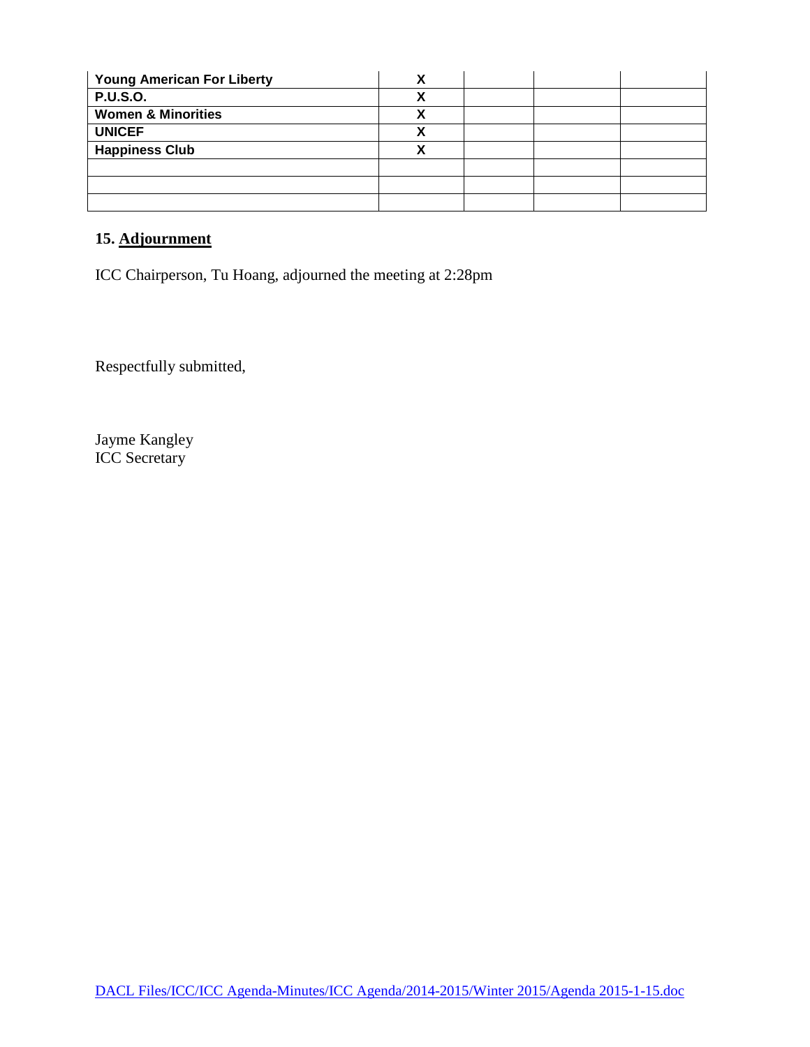| | | | | |
|---|---|---|---|---|
| **Young American For Liberty** | X | | | |
| **P.U.S.O.** | X | | | |
| **Women & Minorities** | X | | | |
| **UNICEF** | X | | | |
| **Happiness Club** | X | | | |
| | | | | |
| | | | | |
| | | | | |

## 15. Adjournment

ICC Chairperson, Tu Hoang, adjourned the meeting at 2:28pm

Respectfully submitted,

Jayme Kangley
ICC Secretary

DACL Files/ICC/ICC Agenda-Minutes/ICC Agenda/2014-2015/Winter 2015/Agenda 2015-1-15.doc